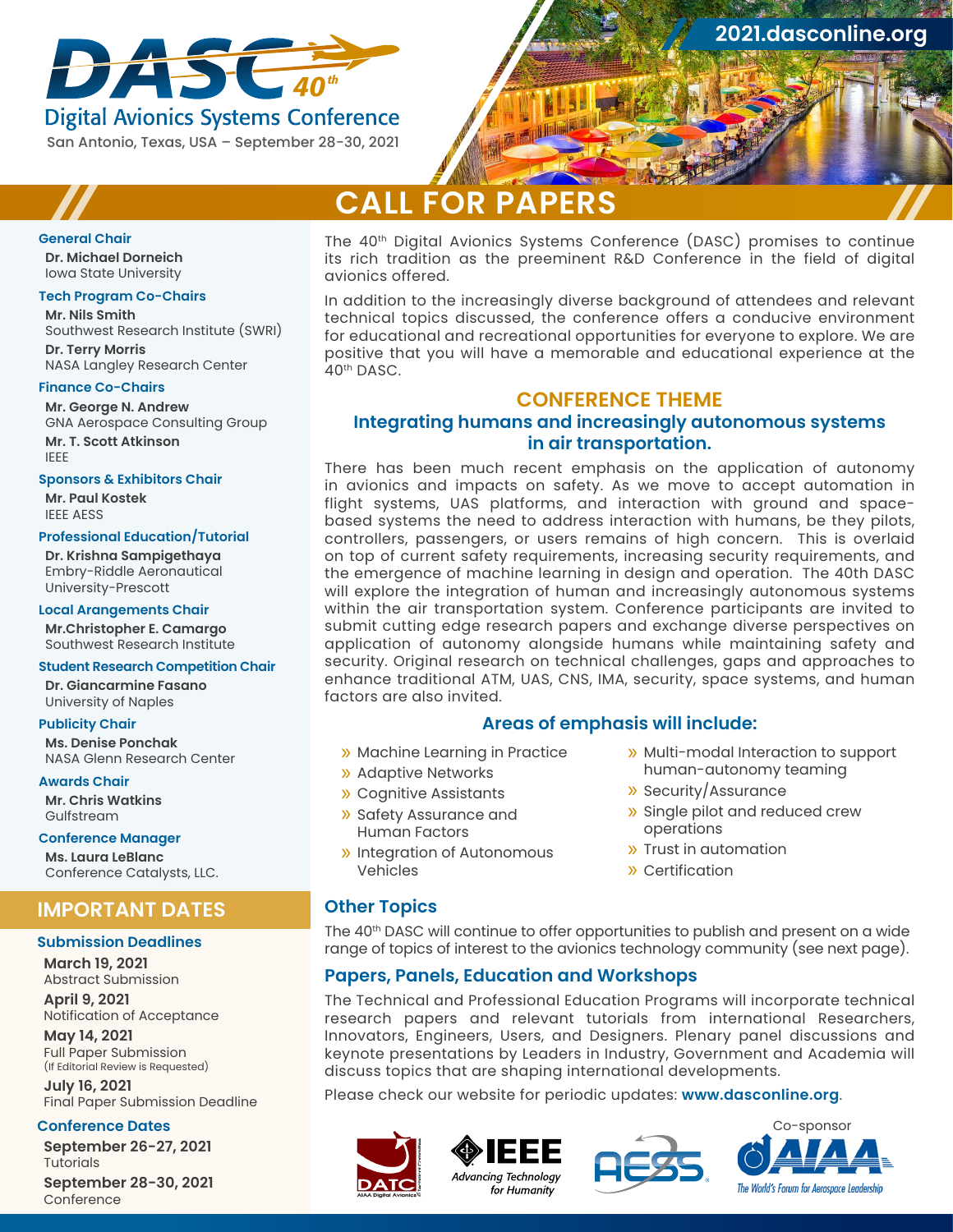# DASC 40th Digital Avionics Systems Conference

San Antonio, Texas, USA – September 28-30, 2021

2021.dasconline.org

## CALL FOR PAPERS

The 40th Digital Avionics Systems Conference (DASC) promises to continue its rich tradition as the preeminent R&D Conference in the field of digital avionics offered.

In addition to the increasingly diverse background of attendees and relevant technical topics discussed, the conference offers a conducive environment for educational and recreational opportunities for everyone to explore. We are positive that you will have a memorable and educational experience at the 40th DASC.

### CONFERENCE THEME

**Integrating humans and increasingly autonomous systems in air transportation.**

There has been much recent emphasis on the application of autonomy in avionics and impacts on safety. As we move to accept automation in flight systems, UAS platforms, and interaction with ground and space-based systems the need to address interaction with humans, be they pilots, controllers, passengers, or users remains of high concern. This is overlaid on top of current safety requirements, increasing security requirements, and the emergence of machine learning in design and operation. The 40th DASC will explore the integration of human and increasingly autonomous systems within the air transportation system. Conference participants are invited to submit cutting edge research papers and exchange diverse perspectives on application of autonomy alongside humans while maintaining safety and security. Original research on technical challenges, gaps and approaches to enhance traditional ATM, UAS, CNS, IMA, security, space systems, and human factors are also invited.

### Areas of emphasis will include:

- Machine Learning in Practice
- Adaptive Networks
- Cognitive Assistants
- Safety Assurance and Human Factors
- Integration of Autonomous Vehicles
- Multi-modal Interaction to support human-autonomy teaming
- Security/Assurance
- Single pilot and reduced crew operations
- Trust in automation
- Certification

### Other Topics

The 40th DASC will continue to offer opportunities to publish and present on a wide range of topics of interest to the avionics technology community (see next page).

### Papers, Panels, Education and Workshops

The Technical and Professional Education Programs will incorporate technical research papers and relevant tutorials from international Researchers, Innovators, Engineers, Users, and Designers. Plenary panel discussions and keynote presentations by Leaders in Industry, Government and Academia will discuss topics that are shaping international developments.

Please check our website for periodic updates: **www.dasconline.org**.

**General Chair**
Dr. Michael Dorneich
Iowa State University

**Tech Program Co-Chairs**
Mr. Nils Smith
Southwest Research Institute (SWRI)
Dr. Terry Morris
NASA Langley Research Center

**Finance Co-Chairs**
Mr. George N. Andrew
GNA Aerospace Consulting Group
Mr. T. Scott Atkinson
IEEE

**Sponsors & Exhibitors Chair**
Mr. Paul Kostek
IEEE AESS

**Professional Education/Tutorial**
Dr. Krishna Sampigethaya
Embry-Riddle Aeronautical University-Prescott

**Local Arrangements Chair**
Mr.Christopher E. Camargo
Southwest Research Institute

**Student Research Competition Chair**
Dr. Giancarmine Fasano
University of Naples

**Publicity Chair**
Ms. Denise Ponchak
NASA Glenn Research Center

**Awards Chair**
Mr. Chris Watkins
Gulfstream

**Conference Manager**
Ms. Laura LeBlanc
Conference Catalysts, LLC.

## IMPORTANT DATES

### Submission Deadlines

**March 19, 2021**
Abstract Submission

**April 9, 2021**
Notification of Acceptance

**May 14, 2021**
Full Paper Submission
(If Editorial Review is Requested)

**July 16, 2021**
Final Paper Submission Deadline

### Conference Dates

**September 26-27, 2021**
Tutorials

**September 28-30, 2021**
Conference

DATC AIAA Digital Avionics Technical Committee — IEEE Advancing Technology for Humanity — AESS — Co-sponsor AIAA The World's Forum for Aerospace Leadership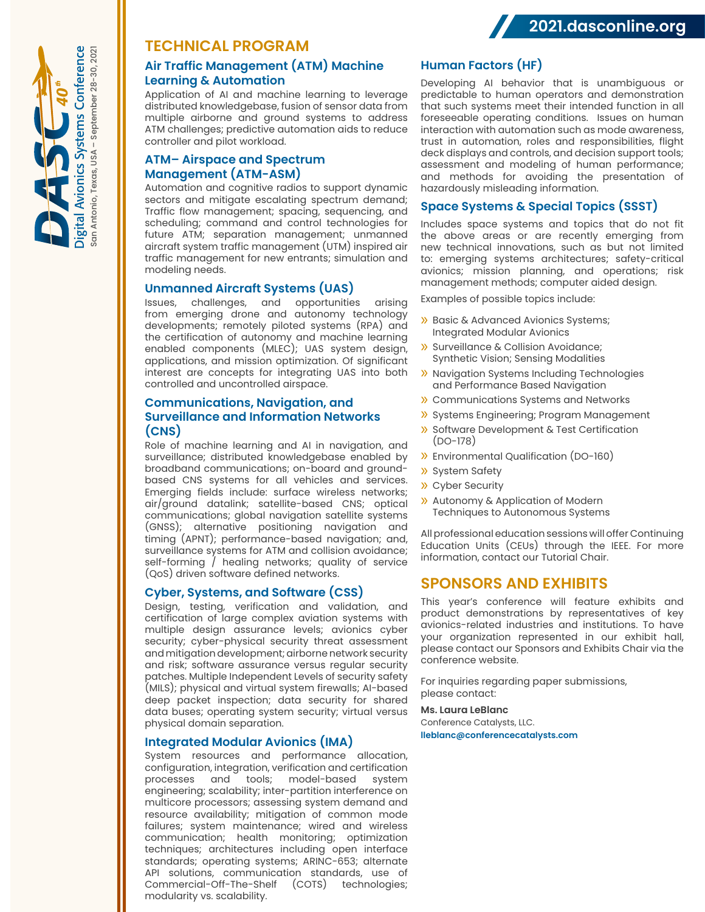## TECHNICAL PROGRAM

### Air Traffic Management (ATM) Machine Learning & Automation

Application of AI and machine learning to leverage distributed knowledgebase, fusion of sensor data from multiple airborne and ground systems to address ATM challenges; predictive automation aids to reduce controller and pilot workload.

### ATM– Airspace and Spectrum Management (ATM-ASM)

Automation and cognitive radios to support dynamic sectors and mitigate escalating spectrum demand; Traffic flow management; spacing, sequencing, and scheduling; command and control technologies for future ATM; separation management; unmanned aircraft system traffic management (UTM) inspired air traffic management for new entrants; simulation and modeling needs.

### Unmanned Aircraft Systems (UAS)

Issues, challenges, and opportunities arising from emerging drone and autonomy technology developments; remotely piloted systems (RPA) and the certification of autonomy and machine learning enabled components (MLEC); UAS system design, applications, and mission optimization. Of significant interest are concepts for integrating UAS into both controlled and uncontrolled airspace.

### Communications, Navigation, and Surveillance and Information Networks (CNS)

Role of machine learning and AI in navigation, and surveillance; distributed knowledgebase enabled by broadband communications; on-board and ground-based CNS systems for all vehicles and services. Emerging fields include: surface wireless networks; air/ground datalink; satellite-based CNS; optical communications; global navigation satellite systems (GNSS); alternative positioning navigation and timing (APNT); performance-based navigation; and, surveillance systems for ATM and collision avoidance; self-forming / healing networks; quality of service (QoS) driven software defined networks.

### Cyber, Systems, and Software (CSS)

Design, testing, verification and validation, and certification of large complex aviation systems with multiple design assurance levels; avionics cyber security; cyber-physical security threat assessment and mitigation development; airborne network security and risk; software assurance versus regular security patches. Multiple Independent Levels of security safety (MILS); physical and virtual system firewalls; AI-based deep packet inspection; data security for shared data buses; operating system security; virtual versus physical domain separation.

### Integrated Modular Avionics (IMA)

System resources and performance allocation, configuration, integration, verification and certification processes and tools; model-based system engineering; scalability; inter-partition interference on multicore processors; assessing system demand and resource availability; mitigation of common mode failures; system maintenance; wired and wireless communication; health monitoring; optimization techniques; architectures including open interface standards; operating systems; ARINC-653; alternate API solutions, communication standards, use of Commercial-Off-The-Shelf (COTS) technologies; modularity vs. scalability.

### Human Factors (HF)

Developing AI behavior that is unambiguous or predictable to human operators and demonstration that such systems meet their intended function in all foreseeable operating conditions. Issues on human interaction with automation such as mode awareness, trust in automation, roles and responsibilities, flight deck displays and controls, and decision support tools; assessment and modeling of human performance; and methods for avoiding the presentation of hazardously misleading information.

### Space Systems & Special Topics (SSST)

Includes space systems and topics that do not fit the above areas or are recently emerging from new technical innovations, such as but not limited to: emerging systems architectures; safety-critical avionics; mission planning, and operations; risk management methods; computer aided design.

Examples of possible topics include:

- Basic & Advanced Avionics Systems; Integrated Modular Avionics
- Surveillance & Collision Avoidance; Synthetic Vision; Sensing Modalities
- Navigation Systems Including Technologies and Performance Based Navigation
- Communications Systems and Networks
- Systems Engineering; Program Management
- Software Development & Test Certification (DO-178)
- Environmental Qualification (DO-160)
- System Safety
- Cyber Security
- Autonomy & Application of Modern Techniques to Autonomous Systems

All professional education sessions will offer Continuing Education Units (CEUs) through the IEEE. For more information, contact our Tutorial Chair.

## SPONSORS AND EXHIBITS

This year's conference will feature exhibits and product demonstrations by representatives of key avionics-related industries and institutions. To have your organization represented in our exhibit hall, please contact our Sponsors and Exhibits Chair via the conference website.

For inquiries regarding paper submissions, please contact:

**Ms. Laura LeBlanc**
Conference Catalysts, LLC.
**lleblanc@conferencecatalysts.com**